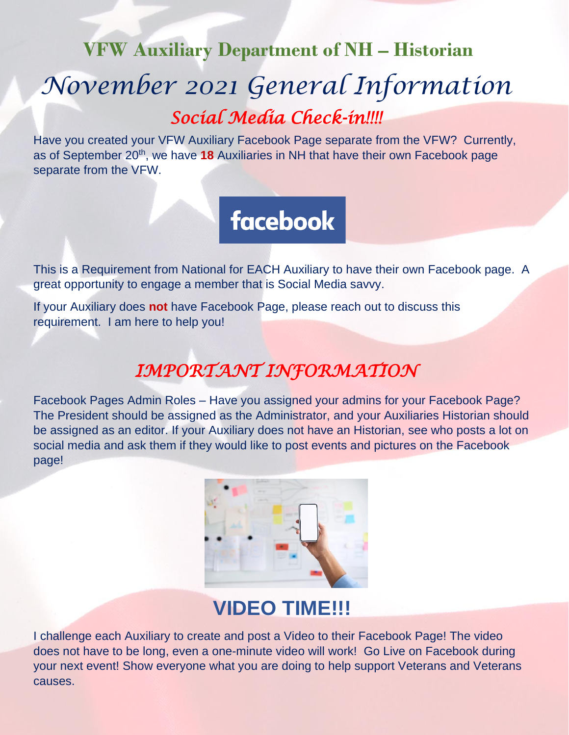## VFW Auxiliary Department of NH – Historian

# *November 2021 General Information*

## *Social Media Check-in!!!!*

Have you created your VFW Auxiliary Facebook Page separate from the VFW? Currently, as of September 20th, we have **18** Auxiliaries in NH that have their own Facebook page separate from the VFW.

facebook

This is a Requirement from National for EACH Auxiliary to have their own Facebook page. A great opportunity to engage a member that is Social Media savvy.

If your Auxiliary does **not** have Facebook Page, please reach out to discuss this requirement. I am here to help you!

## *IMPORTANT INFORMATION*

Facebook Pages Admin Roles – Have you assigned your admins for your Facebook Page? The President should be assigned as the Administrator, and your Auxiliaries Historian should be assigned as an editor. If your Auxiliary does not have an Historian, see who posts a lot on social media and ask them if they would like to post events and pictures on the Facebook page!

## **VIDEO TIME!!!**

I challenge each Auxiliary to create and post a Video to their Facebook Page! The video does not have to be long, even a one-minute video will work! Go Live on Facebook during your next event! Show everyone what you are doing to help support Veterans and Veterans causes.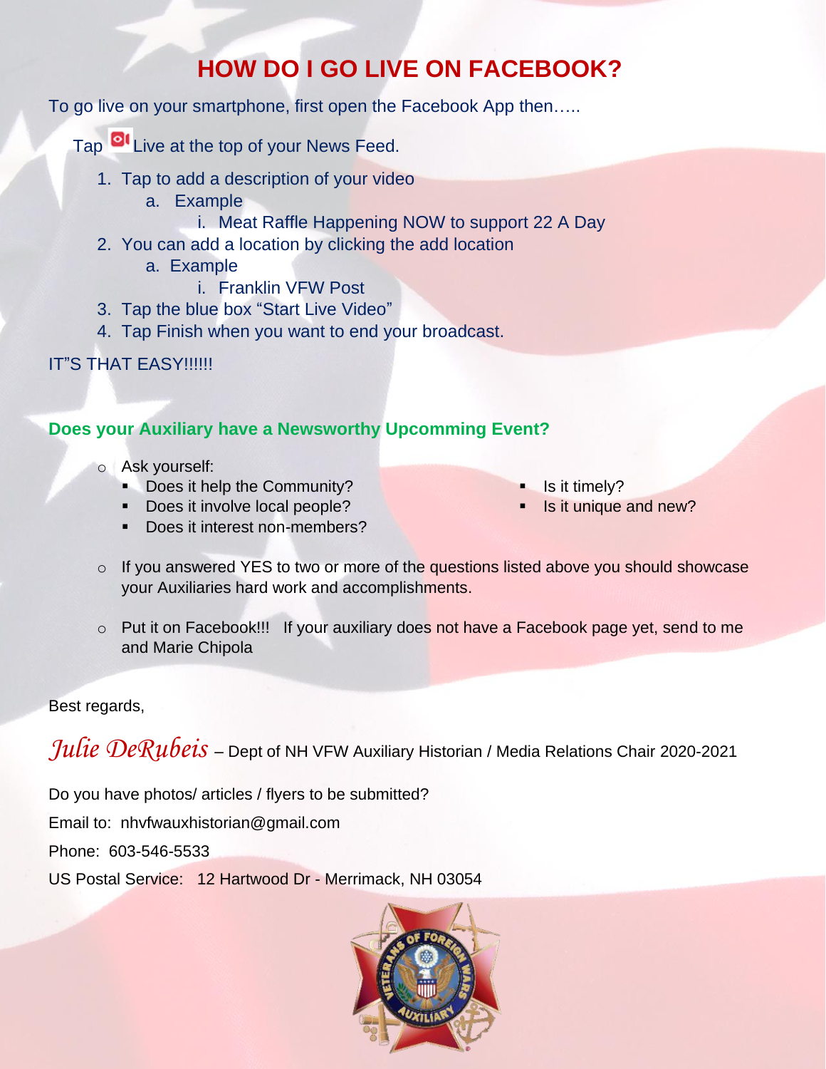# HOW DO I GO LIVE ON FACEBOOK?

To go live on your smartphone, first open the Facebook App then…..

Tap Live at the top of your News Feed.

1. Tap to add a description of your video
   a. Example
      i. Meat Raffle Happening NOW to support 22 A Day
2. You can add a location by clicking the add location
   a. Example
      i. Franklin VFW Post
3. Tap the blue box "Start Live Video"
4. Tap Finish when you want to end your broadcast.

IT"S THAT EASY!!!!!!

### Does your Auxiliary have a Newsworthy Upcomming Event?

- Ask yourself:
  - Does it help the Community?
  - Does it involve local people?
  - Does it interest non-members?
  - Is it timely?
  - Is it unique and new?
- If you answered YES to two or more of the questions listed above you should showcase your Auxiliaries hard work and accomplishments.
- Put it on Facebook!!! If your auxiliary does not have a Facebook page yet, send to me and Marie Chipola

Best regards,

*Julie DeRubeis* – Dept of NH VFW Auxiliary Historian / Media Relations Chair 2020-2021

Do you have photos/ articles / flyers to be submitted?

Email to: nhvfwauxhistorian@gmail.com

Phone: 603-546-5533

US Postal Service: 12 Hartwood Dr - Merrimack, NH 03054